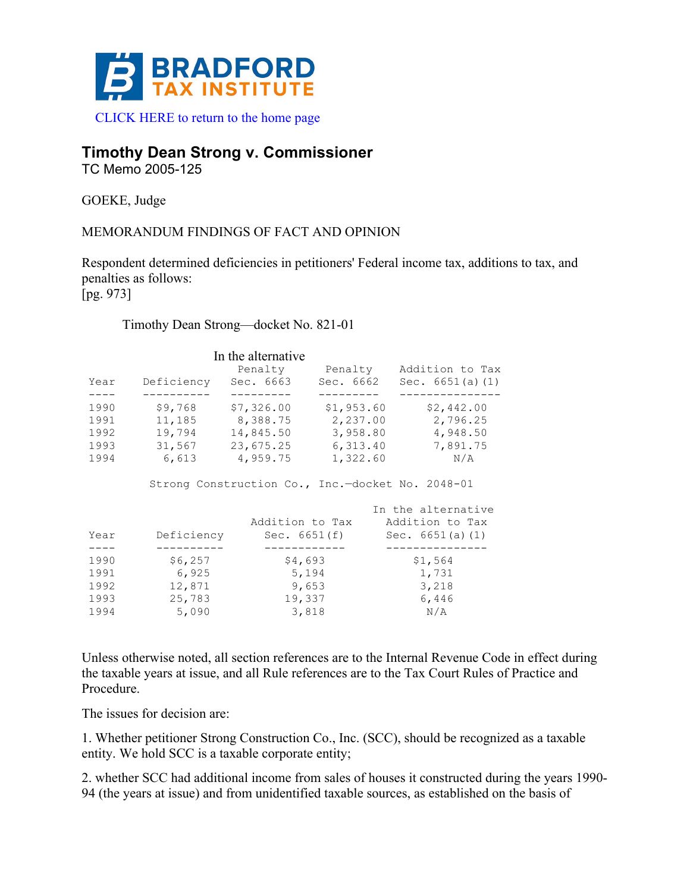BRADFORD TAX INSTITUTE

CLICK HERE to return to the home page

# Timothy Dean Strong v. Commissioner

TC Memo 2005-125

GOEKE, Judge

MEMORANDUM FINDINGS OF FACT AND OPINION

Respondent determined deficiencies in petitioners' Federal income tax, additions to tax, and penalties as follows:
[pg. 973]

Timothy Dean Strong—docket No. 821-01

| Year | Deficiency | Penalty Sec. 6663 | In the alternative Penalty Sec. 6662 | Addition to Tax Sec. 6651(a)(1) |
|---|---|---|---|---|
| 1990 | $9,768 | $7,326.00 | $1,953.60 | $2,442.00 |
| 1991 | 11,185 | 8,388.75 | 2,237.00 | 2,796.25 |
| 1992 | 19,794 | 14,845.50 | 3,958.80 | 4,948.50 |
| 1993 | 31,567 | 23,675.25 | 6,313.40 | 7,891.75 |
| 1994 | 6,613 | 4,959.75 | 1,322.60 | N/A |

Strong Construction Co., Inc.—docket No. 2048-01

| Year | Deficiency | Addition to Tax Sec. 6651(f) | In the alternative Addition to Tax Sec. 6651(a)(1) |
|---|---|---|---|
| 1990 | $6,257 | $4,693 | $1,564 |
| 1991 | 6,925 | 5,194 | 1,731 |
| 1992 | 12,871 | 9,653 | 3,218 |
| 1993 | 25,783 | 19,337 | 6,446 |
| 1994 | 5,090 | 3,818 | N/A |

Unless otherwise noted, all section references are to the Internal Revenue Code in effect during the taxable years at issue, and all Rule references are to the Tax Court Rules of Practice and Procedure.

The issues for decision are:

1. Whether petitioner Strong Construction Co., Inc. (SCC), should be recognized as a taxable entity. We hold SCC is a taxable corporate entity;

2. whether SCC had additional income from sales of houses it constructed during the years 1990-94 (the years at issue) and from unidentified taxable sources, as established on the basis of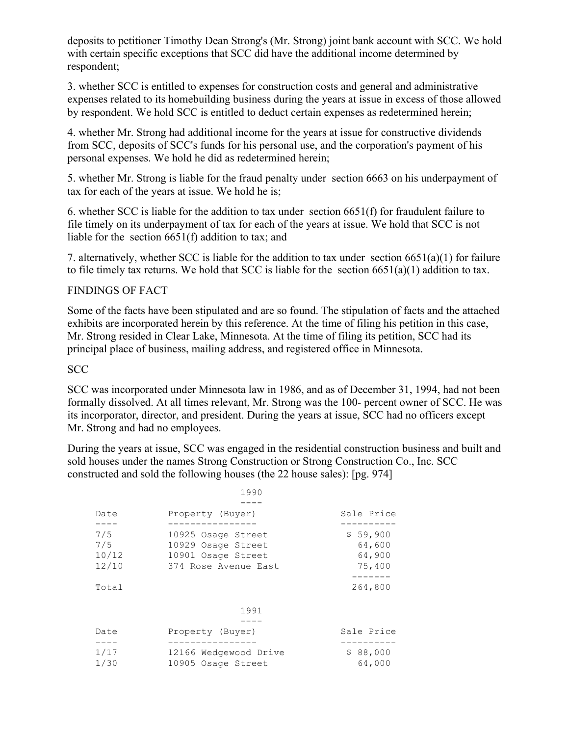deposits to petitioner Timothy Dean Strong's (Mr. Strong) joint bank account with SCC. We hold with certain specific exceptions that SCC did have the additional income determined by respondent;

3. whether SCC is entitled to expenses for construction costs and general and administrative expenses related to its homebuilding business during the years at issue in excess of those allowed by respondent. We hold SCC is entitled to deduct certain expenses as redetermined herein;

4. whether Mr. Strong had additional income for the years at issue for constructive dividends from SCC, deposits of SCC's funds for his personal use, and the corporation's payment of his personal expenses. We hold he did as redetermined herein;

5. whether Mr. Strong is liable for the fraud penalty under section 6663 on his underpayment of tax for each of the years at issue. We hold he is;

6. whether SCC is liable for the addition to tax under section 6651(f) for fraudulent failure to file timely on its underpayment of tax for each of the years at issue. We hold that SCC is not liable for the section 6651(f) addition to tax; and

7. alternatively, whether SCC is liable for the addition to tax under section 6651(a)(1) for failure to file timely tax returns. We hold that SCC is liable for the section 6651(a)(1) addition to tax.

FINDINGS OF FACT

Some of the facts have been stipulated and are so found. The stipulation of facts and the attached exhibits are incorporated herein by this reference. At the time of filing his petition in this case, Mr. Strong resided in Clear Lake, Minnesota. At the time of filing its petition, SCC had its principal place of business, mailing address, and registered office in Minnesota.

SCC

SCC was incorporated under Minnesota law in 1986, and as of December 31, 1994, had not been formally dissolved. At all times relevant, Mr. Strong was the 100- percent owner of SCC. He was its incorporator, director, and president. During the years at issue, SCC had no officers except Mr. Strong and had no employees.

During the years at issue, SCC was engaged in the residential construction business and built and sold houses under the names Strong Construction or Strong Construction Co., Inc. SCC constructed and sold the following houses (the 22 house sales): [pg. 974]

1990

| Date | Property (Buyer) | Sale Price |
|---|---|---|
| 7/5 | 10925 Osage Street | $ 59,900 |
| 7/5 | 10929 Osage Street | 64,600 |
| 10/12 | 10901 Osage Street | 64,900 |
| 12/10 | 374 Rose Avenue East | 75,400 |
| Total | | 264,800 |

1991

| Date | Property (Buyer) | Sale Price |
|---|---|---|
| 1/17 | 12166 Wedgewood Drive | $ 88,000 |
| 1/30 | 10905 Osage Street | 64,000 |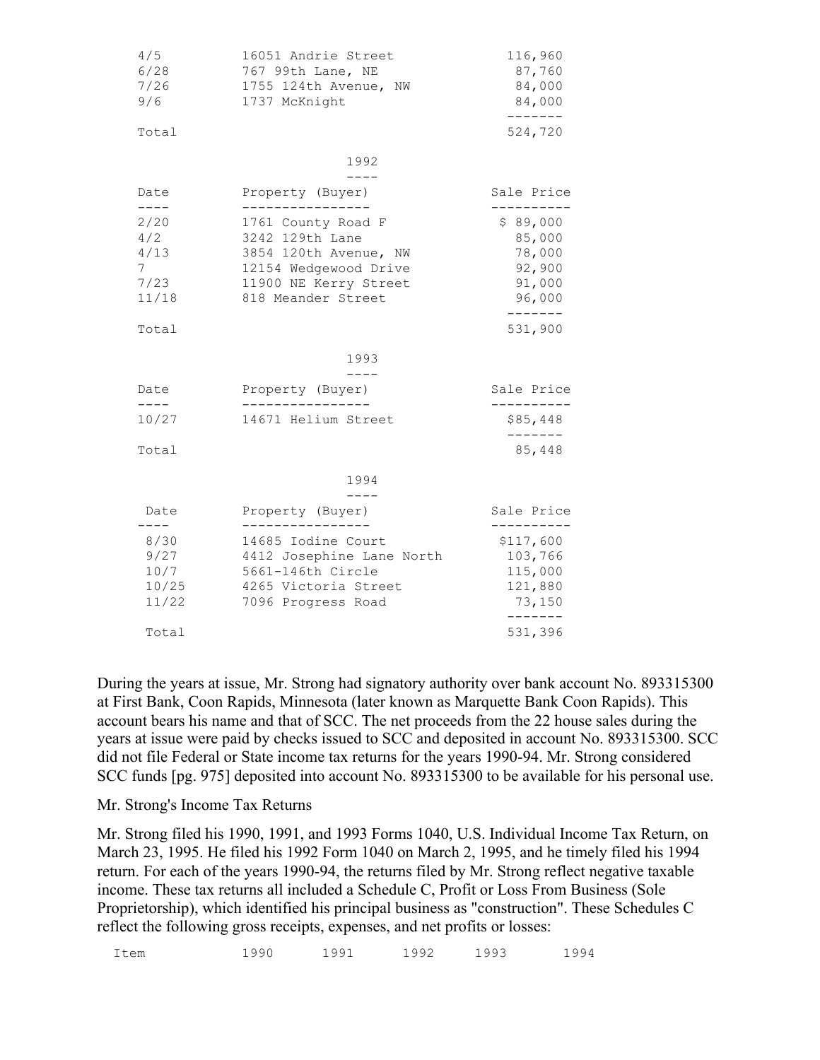| Date | Property (Buyer) | Sale Price |
|---|---|---|
| 4/5 | 16051 Andrie Street | 116,960 |
| 6/28 | 767 99th Lane, NE | 87,760 |
| 7/26 | 1755 124th Avenue, NW | 84,000 |
| 9/6 | 1737 McKnight | 84,000 |
| Total | | 524,720 |

1992

| Date | Property (Buyer) | Sale Price |
|---|---|---|
| 2/20 | 1761 County Road F | $ 89,000 |
| 4/2 | 3242 129th Lane | 85,000 |
| 4/13 | 3854 120th Avenue, NW | 78,000 |
| 7 | 12154 Wedgewood Drive | 92,900 |
| 7/23 | 11900 NE Kerry Street | 91,000 |
| 11/18 | 818 Meander Street | 96,000 |
| Total | | 531,900 |

1993

| Date | Property (Buyer) | Sale Price |
|---|---|---|
| 10/27 | 14671 Helium Street | $85,448 |
| Total | | 85,448 |

1994

| Date | Property (Buyer) | Sale Price |
|---|---|---|
| 8/30 | 14685 Iodine Court | $117,600 |
| 9/27 | 4412 Josephine Lane North | 103,766 |
| 10/7 | 5661-146th Circle | 115,000 |
| 10/25 | 4265 Victoria Street | 121,880 |
| 11/22 | 7096 Progress Road | 73,150 |
| Total | | 531,396 |

During the years at issue, Mr. Strong had signatory authority over bank account No. 893315300 at First Bank, Coon Rapids, Minnesota (later known as Marquette Bank Coon Rapids). This account bears his name and that of SCC. The net proceeds from the 22 house sales during the years at issue were paid by checks issued to SCC and deposited in account No. 893315300. SCC did not file Federal or State income tax returns for the years 1990-94. Mr. Strong considered SCC funds [pg. 975] deposited into account No. 893315300 to be available for his personal use.

Mr. Strong's Income Tax Returns

Mr. Strong filed his 1990, 1991, and 1993 Forms 1040, U.S. Individual Income Tax Return, on March 23, 1995. He filed his 1992 Form 1040 on March 2, 1995, and he timely filed his 1994 return. For each of the years 1990-94, the returns filed by Mr. Strong reflect negative taxable income. These tax returns all included a Schedule C, Profit or Loss From Business (Sole Proprietorship), which identified his principal business as "construction". These Schedules C reflect the following gross receipts, expenses, and net profits or losses:

| Item | 1990 | 1991 | 1992 | 1993 | 1994 |
|---|---|---|---|---|---|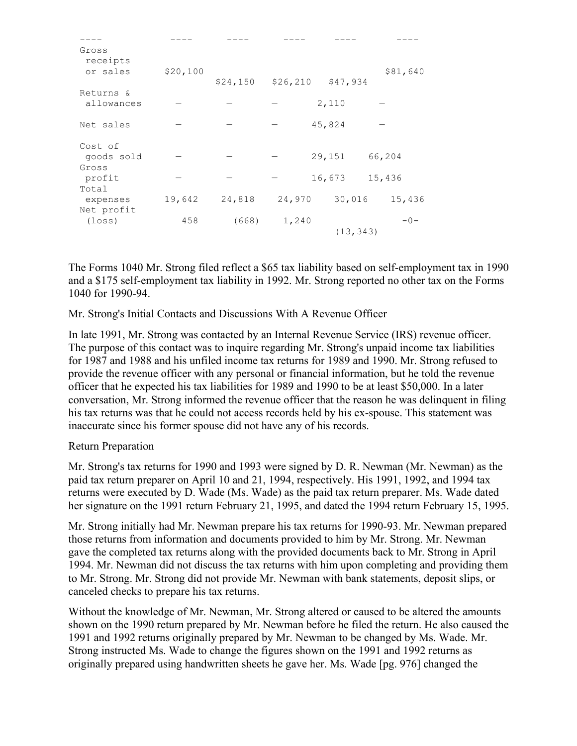| | | | | | |
|---|---|---|---|---|---|
| ---- | ---- | ---- | ---- | ---- | ---- |
| Gross receipts or sales | $20,100 | $24,150 | $26,210 | $47,934 | $81,640 |
| Returns & allowances | — | — | — | 2,110 | — |
| Net sales | — | — | — | 45,824 | — |
| Cost of goods sold | — | — | — | 29,151 | 66,204 |
| Gross profit | — | — | — | 16,673 | 15,436 |
| Total expenses | 19,642 | 24,818 | 24,970 | 30,016 | 15,436 |
| Net profit (loss) | 458 | (668) | 1,240 | (13,343) | -0- |

The Forms 1040 Mr. Strong filed reflect a $65 tax liability based on self-employment tax in 1990 and a $175 self-employment tax liability in 1992. Mr. Strong reported no other tax on the Forms 1040 for 1990-94.

Mr. Strong's Initial Contacts and Discussions With A Revenue Officer

In late 1991, Mr. Strong was contacted by an Internal Revenue Service (IRS) revenue officer. The purpose of this contact was to inquire regarding Mr. Strong's unpaid income tax liabilities for 1987 and 1988 and his unfiled income tax returns for 1989 and 1990. Mr. Strong refused to provide the revenue officer with any personal or financial information, but he told the revenue officer that he expected his tax liabilities for 1989 and 1990 to be at least $50,000. In a later conversation, Mr. Strong informed the revenue officer that the reason he was delinquent in filing his tax returns was that he could not access records held by his ex-spouse. This statement was inaccurate since his former spouse did not have any of his records.

Return Preparation

Mr. Strong's tax returns for 1990 and 1993 were signed by D. R. Newman (Mr. Newman) as the paid tax return preparer on April 10 and 21, 1994, respectively. His 1991, 1992, and 1994 tax returns were executed by D. Wade (Ms. Wade) as the paid tax return preparer. Ms. Wade dated her signature on the 1991 return February 21, 1995, and dated the 1994 return February 15, 1995.

Mr. Strong initially had Mr. Newman prepare his tax returns for 1990-93. Mr. Newman prepared those returns from information and documents provided to him by Mr. Strong. Mr. Newman gave the completed tax returns along with the provided documents back to Mr. Strong in April 1994. Mr. Newman did not discuss the tax returns with him upon completing and providing them to Mr. Strong. Mr. Strong did not provide Mr. Newman with bank statements, deposit slips, or canceled checks to prepare his tax returns.

Without the knowledge of Mr. Newman, Mr. Strong altered or caused to be altered the amounts shown on the 1990 return prepared by Mr. Newman before he filed the return. He also caused the 1991 and 1992 returns originally prepared by Mr. Newman to be changed by Ms. Wade. Mr. Strong instructed Ms. Wade to change the figures shown on the 1991 and 1992 returns as originally prepared using handwritten sheets he gave her. Ms. Wade [pg. 976] changed the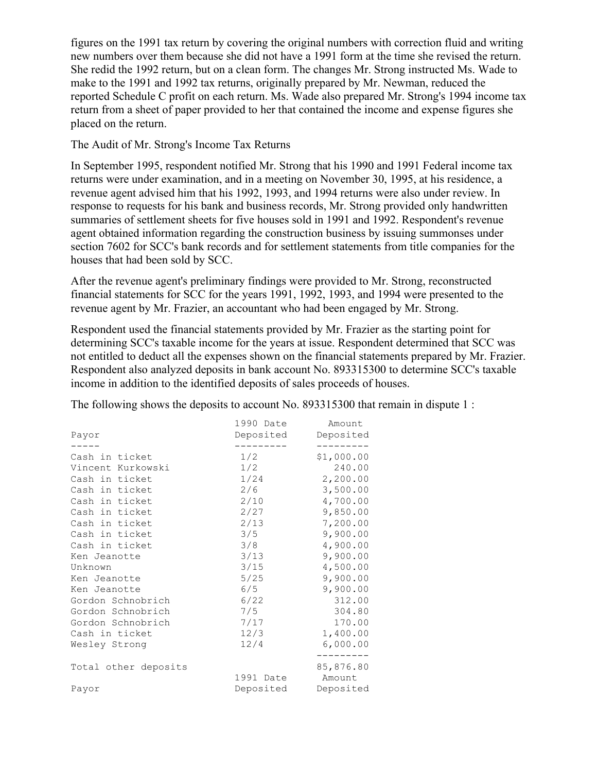figures on the 1991 tax return by covering the original numbers with correction fluid and writing new numbers over them because she did not have a 1991 form at the time she revised the return. She redid the 1992 return, but on a clean form. The changes Mr. Strong instructed Ms. Wade to make to the 1991 and 1992 tax returns, originally prepared by Mr. Newman, reduced the reported Schedule C profit on each return. Ms. Wade also prepared Mr. Strong's 1994 income tax return from a sheet of paper provided to her that contained the income and expense figures she placed on the return.

The Audit of Mr. Strong's Income Tax Returns

In September 1995, respondent notified Mr. Strong that his 1990 and 1991 Federal income tax returns were under examination, and in a meeting on November 30, 1995, at his residence, a revenue agent advised him that his 1992, 1993, and 1994 returns were also under review. In response to requests for his bank and business records, Mr. Strong provided only handwritten summaries of settlement sheets for five houses sold in 1991 and 1992. Respondent's revenue agent obtained information regarding the construction business by issuing summonses under section 7602 for SCC's bank records and for settlement statements from title companies for the houses that had been sold by SCC.

After the revenue agent's preliminary findings were provided to Mr. Strong, reconstructed financial statements for SCC for the years 1991, 1992, 1993, and 1994 were presented to the revenue agent by Mr. Frazier, an accountant who had been engaged by Mr. Strong.

Respondent used the financial statements provided by Mr. Frazier as the starting point for determining SCC's taxable income for the years at issue. Respondent determined that SCC was not entitled to deduct all the expenses shown on the financial statements prepared by Mr. Frazier. Respondent also analyzed deposits in bank account No. 893315300 to determine SCC's taxable income in addition to the identified deposits of sales proceeds of houses.

The following shows the deposits to account No. 893315300 that remain in dispute 1 :

| Payor | 1990 Date Deposited | Amount Deposited |
|---|---|---|
| Cash in ticket | 1/2 | $1,000.00 |
| Vincent Kurkowski | 1/2 | 240.00 |
| Cash in ticket | 1/24 | 2,200.00 |
| Cash in ticket | 2/6 | 3,500.00 |
| Cash in ticket | 2/10 | 4,700.00 |
| Cash in ticket | 2/27 | 9,850.00 |
| Cash in ticket | 2/13 | 7,200.00 |
| Cash in ticket | 3/5 | 9,900.00 |
| Cash in ticket | 3/8 | 4,900.00 |
| Ken Jeanotte | 3/13 | 9,900.00 |
| Unknown | 3/15 | 4,500.00 |
| Ken Jeanotte | 5/25 | 9,900.00 |
| Ken Jeanotte | 6/5 | 9,900.00 |
| Gordon Schnobrich | 6/22 | 312.00 |
| Gordon Schnobrich | 7/5 | 304.80 |
| Gordon Schnobrich | 7/17 | 170.00 |
| Cash in ticket | 12/3 | 1,400.00 |
| Wesley Strong | 12/4 | 6,000.00 |
| Total other deposits | | 85,876.80 |

| Payor | 1991 Date Deposited | Amount Deposited |
|---|---|---|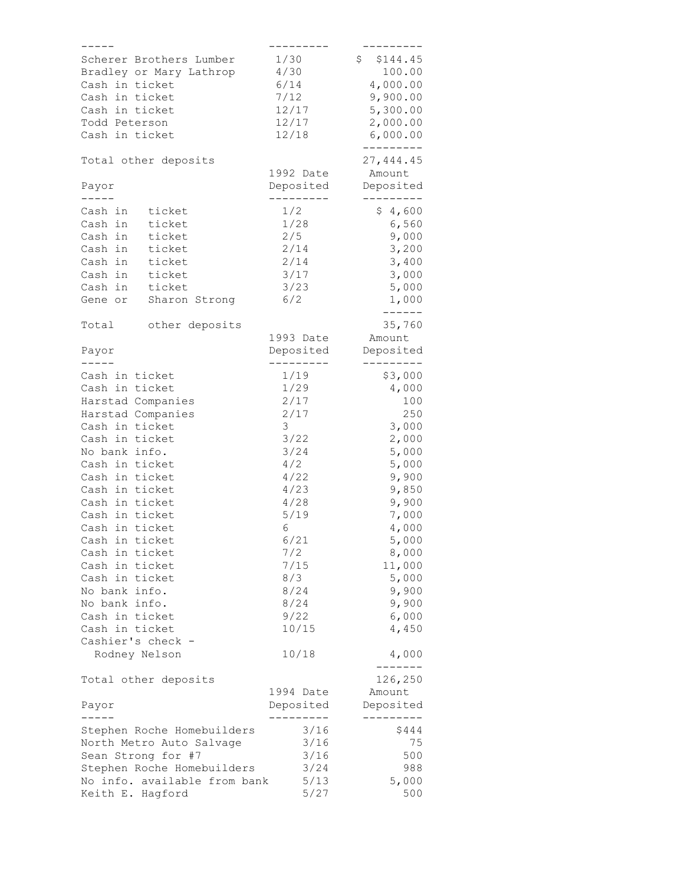| Payor | Date Deposited | Amount Deposited |
| --- | --- | --- |
| Scherer Brothers Lumber | 1/30 | $ $144.45 |
| Bradley or Mary Lathrop | 4/30 | 100.00 |
| Cash in ticket | 6/14 | 4,000.00 |
| Cash in ticket | 7/12 | 9,900.00 |
| Cash in ticket | 12/17 | 5,300.00 |
| Todd Peterson | 12/17 | 2,000.00 |
| Cash in ticket | 12/18 | 6,000.00 |
| Total other deposits | | 27,444.45 |

| Payor | 1992 Date Deposited | Amount Deposited |
| --- | --- | --- |
| Cash in ticket | 1/2 | $ 4,600 |
| Cash in ticket | 1/28 | 6,560 |
| Cash in ticket | 2/5 | 9,000 |
| Cash in ticket | 2/14 | 3,200 |
| Cash in ticket | 2/14 | 3,400 |
| Cash in ticket | 3/17 | 3,000 |
| Cash in ticket | 3/23 | 5,000 |
| Gene or Sharon Strong | 6/2 | 1,000 |
| Total other deposits | | 35,760 |

| Payor | 1993 Date Deposited | Amount Deposited |
| --- | --- | --- |
| Cash in ticket | 1/19 | $3,000 |
| Cash in ticket | 1/29 | 4,000 |
| Harstad Companies | 2/17 | 100 |
| Harstad Companies | 2/17 | 250 |
| Cash in ticket | 3 | 3,000 |
| Cash in ticket | 3/22 | 2,000 |
| No bank info. | 3/24 | 5,000 |
| Cash in ticket | 4/2 | 5,000 |
| Cash in ticket | 4/22 | 9,900 |
| Cash in ticket | 4/23 | 9,850 |
| Cash in ticket | 4/28 | 9,900 |
| Cash in ticket | 5/19 | 7,000 |
| Cash in ticket | 6 | 4,000 |
| Cash in ticket | 6/21 | 5,000 |
| Cash in ticket | 7/2 | 8,000 |
| Cash in ticket | 7/15 | 11,000 |
| Cash in ticket | 8/3 | 5,000 |
| No bank info. | 8/24 | 9,900 |
| No bank info. | 8/24 | 9,900 |
| Cash in ticket | 9/22 | 6,000 |
| Cash in ticket | 10/15 | 4,450 |
| Cashier's check - Rodney Nelson | 10/18 | 4,000 |
| Total other deposits | | 126,250 |

| Payor | 1994 Date Deposited | Amount Deposited |
| --- | --- | --- |
| Stephen Roche Homebuilders | 3/16 | $444 |
| North Metro Auto Salvage | 3/16 | 75 |
| Sean Strong for #7 | 3/16 | 500 |
| Stephen Roche Homebuilders | 3/24 | 988 |
| No info. available from bank | 5/13 | 5,000 |
| Keith E. Hagford | 5/27 | 500 |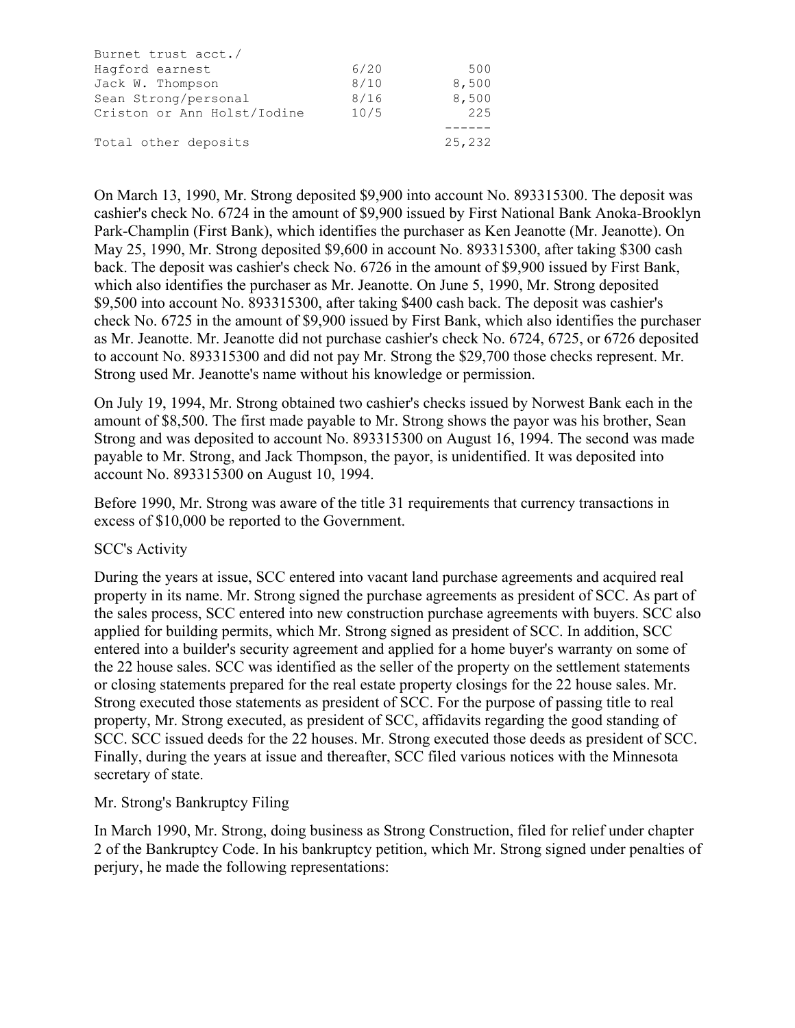| | | |
|---|---|---|
| Burnet trust acct./ | | |
| Hagford earnest | 6/20 | 500 |
| Jack W. Thompson | 8/10 | 8,500 |
| Sean Strong/personal | 8/16 | 8,500 |
| Criston or Ann Holst/Iodine | 10/5 | 225 |
| | | ------ |
| Total other deposits | | 25,232 |

On March 13, 1990, Mr. Strong deposited $9,900 into account No. 893315300. The deposit was cashier's check No. 6724 in the amount of $9,900 issued by First National Bank Anoka-Brooklyn Park-Champlin (First Bank), which identifies the purchaser as Ken Jeanotte (Mr. Jeanotte). On May 25, 1990, Mr. Strong deposited $9,600 in account No. 893315300, after taking $300 cash back. The deposit was cashier's check No. 6726 in the amount of $9,900 issued by First Bank, which also identifies the purchaser as Mr. Jeanotte. On June 5, 1990, Mr. Strong deposited $9,500 into account No. 893315300, after taking $400 cash back. The deposit was cashier's check No. 6725 in the amount of $9,900 issued by First Bank, which also identifies the purchaser as Mr. Jeanotte. Mr. Jeanotte did not purchase cashier's check No. 6724, 6725, or 6726 deposited to account No. 893315300 and did not pay Mr. Strong the $29,700 those checks represent. Mr. Strong used Mr. Jeanotte's name without his knowledge or permission.

On July 19, 1994, Mr. Strong obtained two cashier's checks issued by Norwest Bank each in the amount of $8,500. The first made payable to Mr. Strong shows the payor was his brother, Sean Strong and was deposited to account No. 893315300 on August 16, 1994. The second was made payable to Mr. Strong, and Jack Thompson, the payor, is unidentified. It was deposited into account No. 893315300 on August 10, 1994.

Before 1990, Mr. Strong was aware of the title 31 requirements that currency transactions in excess of $10,000 be reported to the Government.

SCC's Activity

During the years at issue, SCC entered into vacant land purchase agreements and acquired real property in its name. Mr. Strong signed the purchase agreements as president of SCC. As part of the sales process, SCC entered into new construction purchase agreements with buyers. SCC also applied for building permits, which Mr. Strong signed as president of SCC. In addition, SCC entered into a builder's security agreement and applied for a home buyer's warranty on some of the 22 house sales. SCC was identified as the seller of the property on the settlement statements or closing statements prepared for the real estate property closings for the 22 house sales. Mr. Strong executed those statements as president of SCC. For the purpose of passing title to real property, Mr. Strong executed, as president of SCC, affidavits regarding the good standing of SCC. SCC issued deeds for the 22 houses. Mr. Strong executed those deeds as president of SCC. Finally, during the years at issue and thereafter, SCC filed various notices with the Minnesota secretary of state.

Mr. Strong's Bankruptcy Filing

In March 1990, Mr. Strong, doing business as Strong Construction, filed for relief under chapter 2 of the Bankruptcy Code. In his bankruptcy petition, which Mr. Strong signed under penalties of perjury, he made the following representations: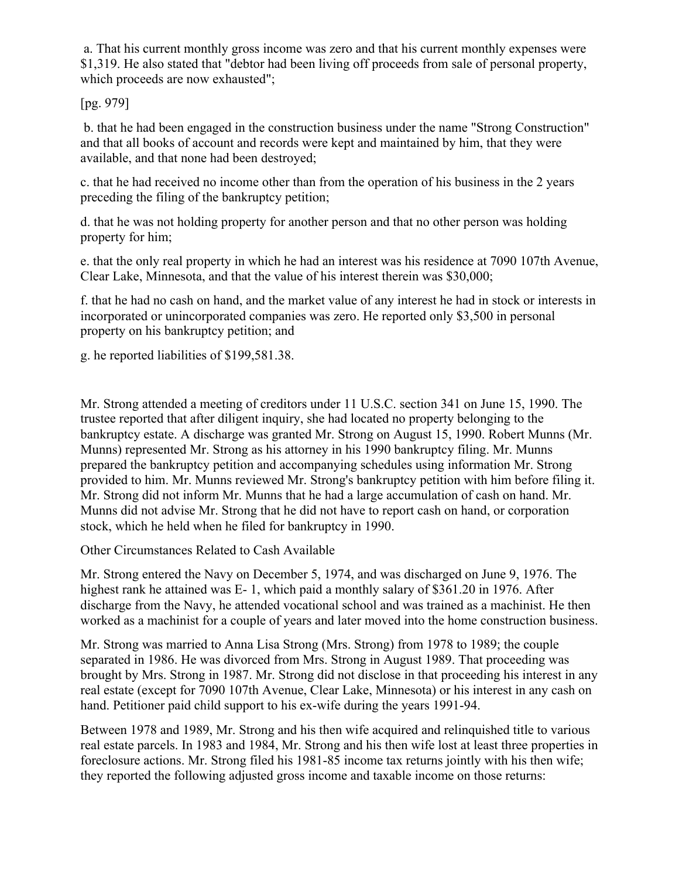a. That his current monthly gross income was zero and that his current monthly expenses were $1,319. He also stated that "debtor had been living off proceeds from sale of personal property, which proceeds are now exhausted";

[pg. 979]

b. that he had been engaged in the construction business under the name "Strong Construction" and that all books of account and records were kept and maintained by him, that they were available, and that none had been destroyed;

c. that he had received no income other than from the operation of his business in the 2 years preceding the filing of the bankruptcy petition;

d. that he was not holding property for another person and that no other person was holding property for him;

e. that the only real property in which he had an interest was his residence at 7090 107th Avenue, Clear Lake, Minnesota, and that the value of his interest therein was $30,000;

f. that he had no cash on hand, and the market value of any interest he had in stock or interests in incorporated or unincorporated companies was zero. He reported only $3,500 in personal property on his bankruptcy petition; and

g. he reported liabilities of $199,581.38.

Mr. Strong attended a meeting of creditors under 11 U.S.C. section 341 on June 15, 1990. The trustee reported that after diligent inquiry, she had located no property belonging to the bankruptcy estate. A discharge was granted Mr. Strong on August 15, 1990. Robert Munns (Mr. Munns) represented Mr. Strong as his attorney in his 1990 bankruptcy filing. Mr. Munns prepared the bankruptcy petition and accompanying schedules using information Mr. Strong provided to him. Mr. Munns reviewed Mr. Strong's bankruptcy petition with him before filing it. Mr. Strong did not inform Mr. Munns that he had a large accumulation of cash on hand. Mr. Munns did not advise Mr. Strong that he did not have to report cash on hand, or corporation stock, which he held when he filed for bankruptcy in 1990.

Other Circumstances Related to Cash Available

Mr. Strong entered the Navy on December 5, 1974, and was discharged on June 9, 1976. The highest rank he attained was E- 1, which paid a monthly salary of $361.20 in 1976. After discharge from the Navy, he attended vocational school and was trained as a machinist. He then worked as a machinist for a couple of years and later moved into the home construction business.

Mr. Strong was married to Anna Lisa Strong (Mrs. Strong) from 1978 to 1989; the couple separated in 1986. He was divorced from Mrs. Strong in August 1989. That proceeding was brought by Mrs. Strong in 1987. Mr. Strong did not disclose in that proceeding his interest in any real estate (except for 7090 107th Avenue, Clear Lake, Minnesota) or his interest in any cash on hand. Petitioner paid child support to his ex-wife during the years 1991-94.

Between 1978 and 1989, Mr. Strong and his then wife acquired and relinquished title to various real estate parcels. In 1983 and 1984, Mr. Strong and his then wife lost at least three properties in foreclosure actions. Mr. Strong filed his 1981-85 income tax returns jointly with his then wife; they reported the following adjusted gross income and taxable income on those returns: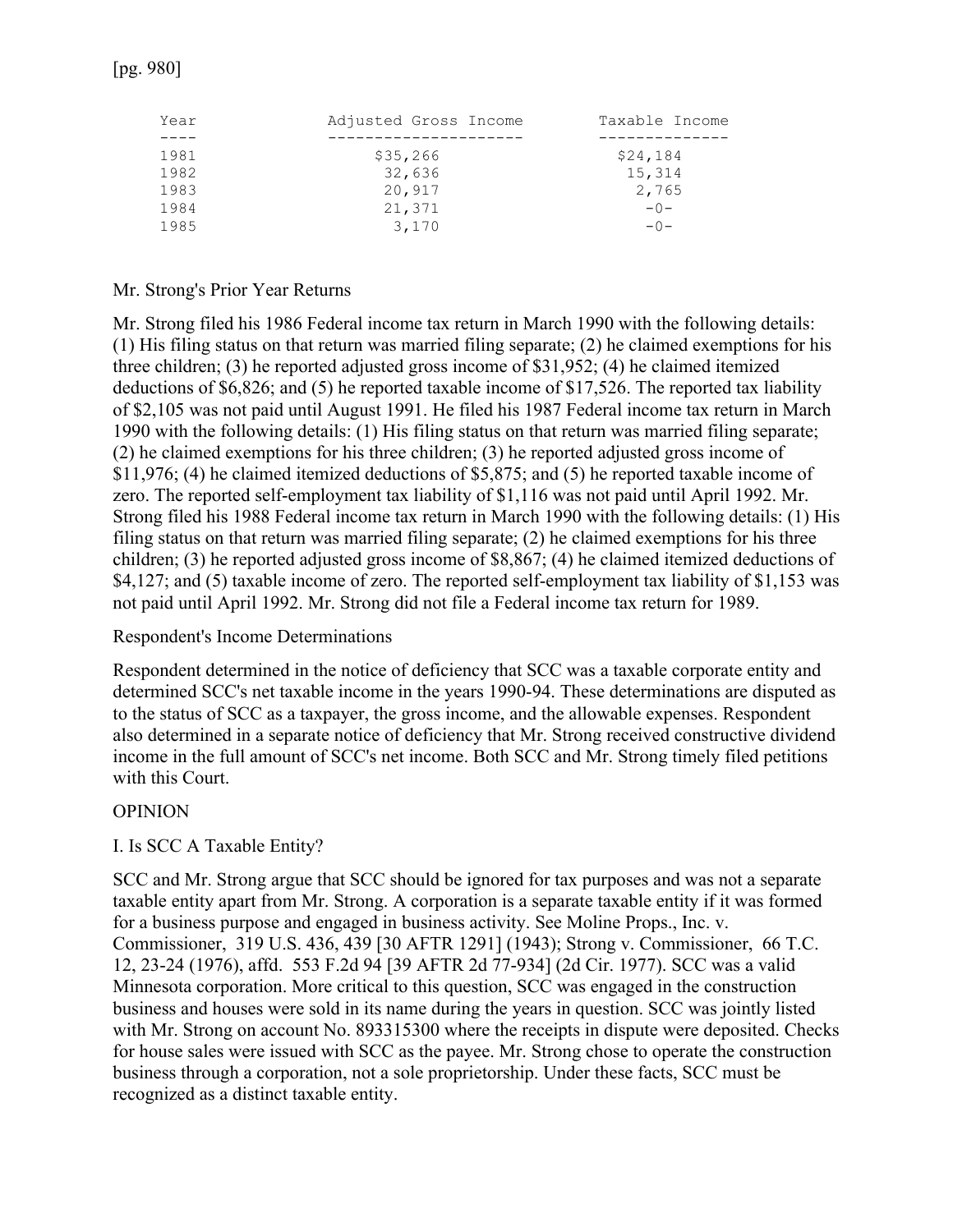[pg. 980]

| Year | Adjusted Gross Income | Taxable Income |
| --- | --- | --- |
| 1981 | $35,266 | $24,184 |
| 1982 | 32,636 | 15,314 |
| 1983 | 20,917 | 2,765 |
| 1984 | 21,371 | -0- |
| 1985 | 3,170 | -0- |

Mr. Strong's Prior Year Returns

Mr. Strong filed his 1986 Federal income tax return in March 1990 with the following details: (1) His filing status on that return was married filing separate; (2) he claimed exemptions for his three children; (3) he reported adjusted gross income of $31,952; (4) he claimed itemized deductions of $6,826; and (5) he reported taxable income of $17,526. The reported tax liability of $2,105 was not paid until August 1991. He filed his 1987 Federal income tax return in March 1990 with the following details: (1) His filing status on that return was married filing separate; (2) he claimed exemptions for his three children; (3) he reported adjusted gross income of $11,976; (4) he claimed itemized deductions of $5,875; and (5) he reported taxable income of zero. The reported self-employment tax liability of $1,116 was not paid until April 1992. Mr. Strong filed his 1988 Federal income tax return in March 1990 with the following details: (1) His filing status on that return was married filing separate; (2) he claimed exemptions for his three children; (3) he reported adjusted gross income of $8,867; (4) he claimed itemized deductions of $4,127; and (5) taxable income of zero. The reported self-employment tax liability of $1,153 was not paid until April 1992. Mr. Strong did not file a Federal income tax return for 1989.

Respondent's Income Determinations

Respondent determined in the notice of deficiency that SCC was a taxable corporate entity and determined SCC's net taxable income in the years 1990-94. These determinations are disputed as to the status of SCC as a taxpayer, the gross income, and the allowable expenses. Respondent also determined in a separate notice of deficiency that Mr. Strong received constructive dividend income in the full amount of SCC's net income. Both SCC and Mr. Strong timely filed petitions with this Court.

OPINION

I. Is SCC A Taxable Entity?

SCC and Mr. Strong argue that SCC should be ignored for tax purposes and was not a separate taxable entity apart from Mr. Strong. A corporation is a separate taxable entity if it was formed for a business purpose and engaged in business activity. See Moline Props., Inc. v. Commissioner, 319 U.S. 436, 439 [30 AFTR 1291] (1943); Strong v. Commissioner, 66 T.C. 12, 23-24 (1976), affd. 553 F.2d 94 [39 AFTR 2d 77-934] (2d Cir. 1977). SCC was a valid Minnesota corporation. More critical to this question, SCC was engaged in the construction business and houses were sold in its name during the years in question. SCC was jointly listed with Mr. Strong on account No. 893315300 where the receipts in dispute were deposited. Checks for house sales were issued with SCC as the payee. Mr. Strong chose to operate the construction business through a corporation, not a sole proprietorship. Under these facts, SCC must be recognized as a distinct taxable entity.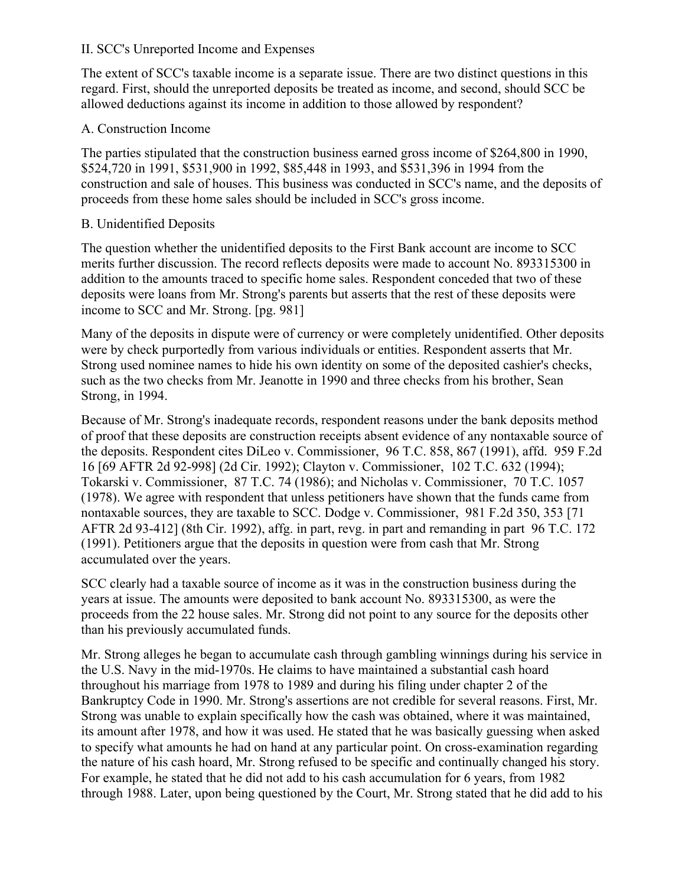## II. SCC's Unreported Income and Expenses

The extent of SCC's taxable income is a separate issue. There are two distinct questions in this regard. First, should the unreported deposits be treated as income, and second, should SCC be allowed deductions against its income in addition to those allowed by respondent?

### A. Construction Income

The parties stipulated that the construction business earned gross income of $264,800 in 1990, $524,720 in 1991, $531,900 in 1992, $85,448 in 1993, and $531,396 in 1994 from the construction and sale of houses. This business was conducted in SCC's name, and the deposits of proceeds from these home sales should be included in SCC's gross income.

### B. Unidentified Deposits

The question whether the unidentified deposits to the First Bank account are income to SCC merits further discussion. The record reflects deposits were made to account No. 893315300 in addition to the amounts traced to specific home sales. Respondent conceded that two of these deposits were loans from Mr. Strong's parents but asserts that the rest of these deposits were income to SCC and Mr. Strong. [pg. 981]

Many of the deposits in dispute were of currency or were completely unidentified. Other deposits were by check purportedly from various individuals or entities. Respondent asserts that Mr. Strong used nominee names to hide his own identity on some of the deposited cashier's checks, such as the two checks from Mr. Jeanotte in 1990 and three checks from his brother, Sean Strong, in 1994.

Because of Mr. Strong's inadequate records, respondent reasons under the bank deposits method of proof that these deposits are construction receipts absent evidence of any nontaxable source of the deposits. Respondent cites DiLeo v. Commissioner, 96 T.C. 858, 867 (1991), affd. 959 F.2d 16 [69 AFTR 2d 92-998] (2d Cir. 1992); Clayton v. Commissioner, 102 T.C. 632 (1994); Tokarski v. Commissioner, 87 T.C. 74 (1986); and Nicholas v. Commissioner, 70 T.C. 1057 (1978). We agree with respondent that unless petitioners have shown that the funds came from nontaxable sources, they are taxable to SCC. Dodge v. Commissioner, 981 F.2d 350, 353 [71 AFTR 2d 93-412] (8th Cir. 1992), affg. in part, revg. in part and remanding in part 96 T.C. 172 (1991). Petitioners argue that the deposits in question were from cash that Mr. Strong accumulated over the years.

SCC clearly had a taxable source of income as it was in the construction business during the years at issue. The amounts were deposited to bank account No. 893315300, as were the proceeds from the 22 house sales. Mr. Strong did not point to any source for the deposits other than his previously accumulated funds.

Mr. Strong alleges he began to accumulate cash through gambling winnings during his service in the U.S. Navy in the mid-1970s. He claims to have maintained a substantial cash hoard throughout his marriage from 1978 to 1989 and during his filing under chapter 2 of the Bankruptcy Code in 1990. Mr. Strong's assertions are not credible for several reasons. First, Mr. Strong was unable to explain specifically how the cash was obtained, where it was maintained, its amount after 1978, and how it was used. He stated that he was basically guessing when asked to specify what amounts he had on hand at any particular point. On cross-examination regarding the nature of his cash hoard, Mr. Strong refused to be specific and continually changed his story. For example, he stated that he did not add to his cash accumulation for 6 years, from 1982 through 1988. Later, upon being questioned by the Court, Mr. Strong stated that he did add to his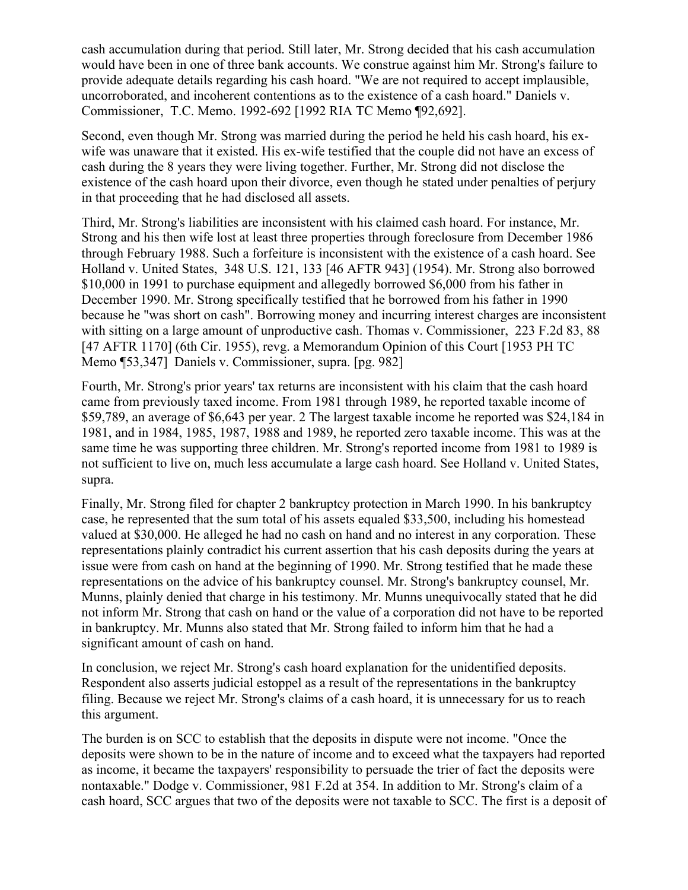cash accumulation during that period. Still later, Mr. Strong decided that his cash accumulation would have been in one of three bank accounts. We construe against him Mr. Strong's failure to provide adequate details regarding his cash hoard. "We are not required to accept implausible, uncorroborated, and incoherent contentions as to the existence of a cash hoard." Daniels v. Commissioner, T.C. Memo. 1992-692 [1992 RIA TC Memo ¶92,692].

Second, even though Mr. Strong was married during the period he held his cash hoard, his ex-wife was unaware that it existed. His ex-wife testified that the couple did not have an excess of cash during the 8 years they were living together. Further, Mr. Strong did not disclose the existence of the cash hoard upon their divorce, even though he stated under penalties of perjury in that proceeding that he had disclosed all assets.

Third, Mr. Strong's liabilities are inconsistent with his claimed cash hoard. For instance, Mr. Strong and his then wife lost at least three properties through foreclosure from December 1986 through February 1988. Such a forfeiture is inconsistent with the existence of a cash hoard. See Holland v. United States, 348 U.S. 121, 133 [46 AFTR 943] (1954). Mr. Strong also borrowed $10,000 in 1991 to purchase equipment and allegedly borrowed $6,000 from his father in December 1990. Mr. Strong specifically testified that he borrowed from his father in 1990 because he "was short on cash". Borrowing money and incurring interest charges are inconsistent with sitting on a large amount of unproductive cash. Thomas v. Commissioner, 223 F.2d 83, 88 [47 AFTR 1170] (6th Cir. 1955), revg. a Memorandum Opinion of this Court [1953 PH TC Memo ¶53,347] Daniels v. Commissioner, supra. [pg. 982]

Fourth, Mr. Strong's prior years' tax returns are inconsistent with his claim that the cash hoard came from previously taxed income. From 1981 through 1989, he reported taxable income of $59,789, an average of $6,643 per year. 2 The largest taxable income he reported was $24,184 in 1981, and in 1984, 1985, 1987, 1988 and 1989, he reported zero taxable income. This was at the same time he was supporting three children. Mr. Strong's reported income from 1981 to 1989 is not sufficient to live on, much less accumulate a large cash hoard. See Holland v. United States, supra.

Finally, Mr. Strong filed for chapter 2 bankruptcy protection in March 1990. In his bankruptcy case, he represented that the sum total of his assets equaled $33,500, including his homestead valued at $30,000. He alleged he had no cash on hand and no interest in any corporation. These representations plainly contradict his current assertion that his cash deposits during the years at issue were from cash on hand at the beginning of 1990. Mr. Strong testified that he made these representations on the advice of his bankruptcy counsel. Mr. Strong's bankruptcy counsel, Mr. Munns, plainly denied that charge in his testimony. Mr. Munns unequivocally stated that he did not inform Mr. Strong that cash on hand or the value of a corporation did not have to be reported in bankruptcy. Mr. Munns also stated that Mr. Strong failed to inform him that he had a significant amount of cash on hand.

In conclusion, we reject Mr. Strong's cash hoard explanation for the unidentified deposits. Respondent also asserts judicial estoppel as a result of the representations in the bankruptcy filing. Because we reject Mr. Strong's claims of a cash hoard, it is unnecessary for us to reach this argument.

The burden is on SCC to establish that the deposits in dispute were not income. "Once the deposits were shown to be in the nature of income and to exceed what the taxpayers had reported as income, it became the taxpayers' responsibility to persuade the trier of fact the deposits were nontaxable." Dodge v. Commissioner, 981 F.2d at 354. In addition to Mr. Strong's claim of a cash hoard, SCC argues that two of the deposits were not taxable to SCC. The first is a deposit of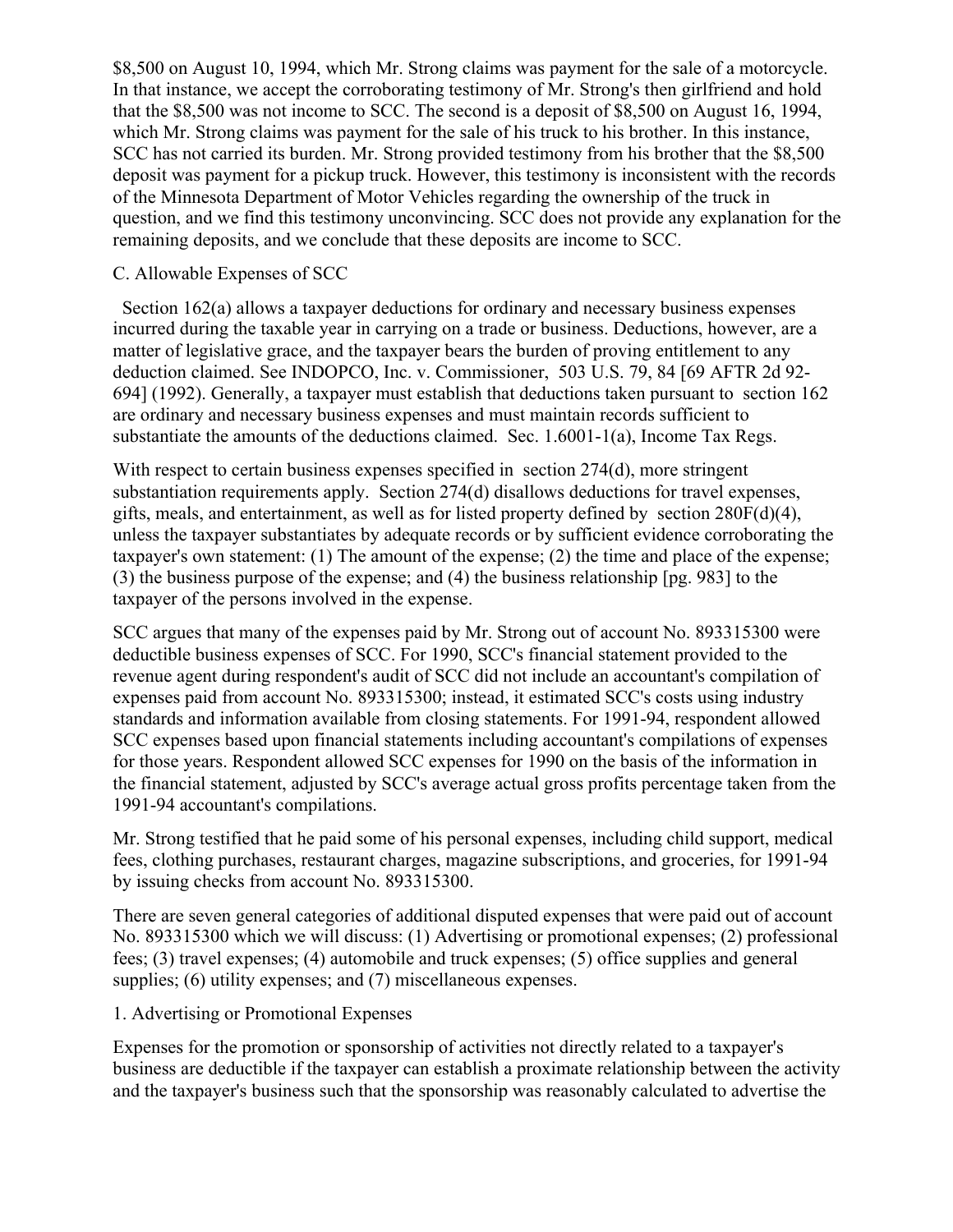$8,500 on August 10, 1994, which Mr. Strong claims was payment for the sale of a motorcycle. In that instance, we accept the corroborating testimony of Mr. Strong's then girlfriend and hold that the $8,500 was not income to SCC. The second is a deposit of $8,500 on August 16, 1994, which Mr. Strong claims was payment for the sale of his truck to his brother. In this instance, SCC has not carried its burden. Mr. Strong provided testimony from his brother that the $8,500 deposit was payment for a pickup truck. However, this testimony is inconsistent with the records of the Minnesota Department of Motor Vehicles regarding the ownership of the truck in question, and we find this testimony unconvincing. SCC does not provide any explanation for the remaining deposits, and we conclude that these deposits are income to SCC.

C. Allowable Expenses of SCC

Section 162(a) allows a taxpayer deductions for ordinary and necessary business expenses incurred during the taxable year in carrying on a trade or business. Deductions, however, are a matter of legislative grace, and the taxpayer bears the burden of proving entitlement to any deduction claimed. See INDOPCO, Inc. v. Commissioner, 503 U.S. 79, 84 [69 AFTR 2d 92-694] (1992). Generally, a taxpayer must establish that deductions taken pursuant to section 162 are ordinary and necessary business expenses and must maintain records sufficient to substantiate the amounts of the deductions claimed. Sec. 1.6001-1(a), Income Tax Regs.

With respect to certain business expenses specified in section 274(d), more stringent substantiation requirements apply. Section 274(d) disallows deductions for travel expenses, gifts, meals, and entertainment, as well as for listed property defined by section 280F(d)(4), unless the taxpayer substantiates by adequate records or by sufficient evidence corroborating the taxpayer's own statement: (1) The amount of the expense; (2) the time and place of the expense; (3) the business purpose of the expense; and (4) the business relationship [pg. 983] to the taxpayer of the persons involved in the expense.

SCC argues that many of the expenses paid by Mr. Strong out of account No. 893315300 were deductible business expenses of SCC. For 1990, SCC's financial statement provided to the revenue agent during respondent's audit of SCC did not include an accountant's compilation of expenses paid from account No. 893315300; instead, it estimated SCC's costs using industry standards and information available from closing statements. For 1991-94, respondent allowed SCC expenses based upon financial statements including accountant's compilations of expenses for those years. Respondent allowed SCC expenses for 1990 on the basis of the information in the financial statement, adjusted by SCC's average actual gross profits percentage taken from the 1991-94 accountant's compilations.

Mr. Strong testified that he paid some of his personal expenses, including child support, medical fees, clothing purchases, restaurant charges, magazine subscriptions, and groceries, for 1991-94 by issuing checks from account No. 893315300.

There are seven general categories of additional disputed expenses that were paid out of account No. 893315300 which we will discuss: (1) Advertising or promotional expenses; (2) professional fees; (3) travel expenses; (4) automobile and truck expenses; (5) office supplies and general supplies; (6) utility expenses; and (7) miscellaneous expenses.

1. Advertising or Promotional Expenses

Expenses for the promotion or sponsorship of activities not directly related to a taxpayer's business are deductible if the taxpayer can establish a proximate relationship between the activity and the taxpayer's business such that the sponsorship was reasonably calculated to advertise the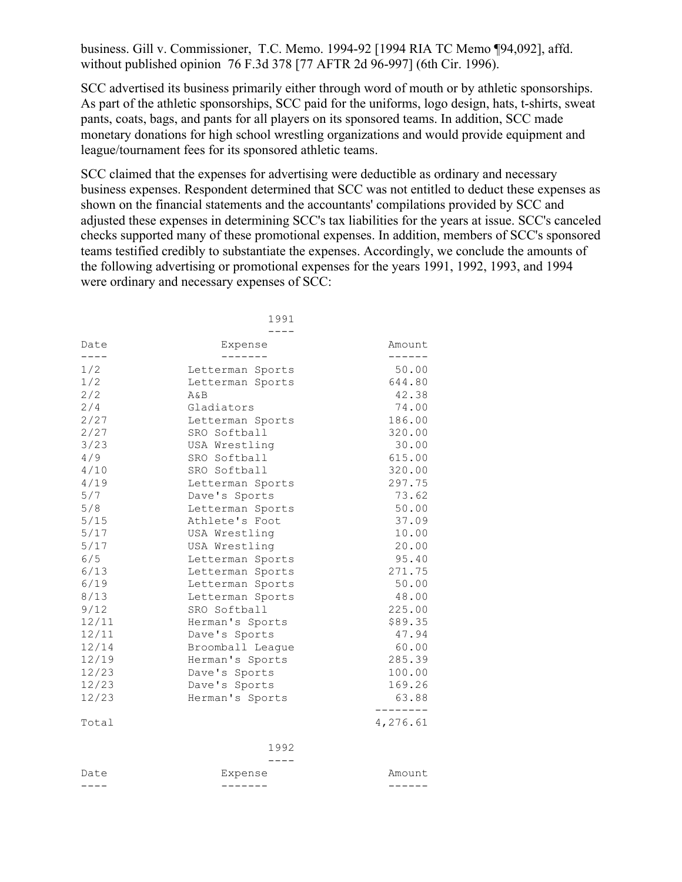business. Gill v. Commissioner, T.C. Memo. 1994-92 [1994 RIA TC Memo ¶94,092], affd. without published opinion 76 F.3d 378 [77 AFTR 2d 96-997] (6th Cir. 1996).

SCC advertised its business primarily either through word of mouth or by athletic sponsorships. As part of the athletic sponsorships, SCC paid for the uniforms, logo design, hats, t-shirts, sweat pants, coats, bags, and pants for all players on its sponsored teams. In addition, SCC made monetary donations for high school wrestling organizations and would provide equipment and league/tournament fees for its sponsored athletic teams.

SCC claimed that the expenses for advertising were deductible as ordinary and necessary business expenses. Respondent determined that SCC was not entitled to deduct these expenses as shown on the financial statements and the accountants' compilations provided by SCC and adjusted these expenses in determining SCC's tax liabilities for the years at issue. SCC's canceled checks supported many of these promotional expenses. In addition, members of SCC's sponsored teams testified credibly to substantiate the expenses. Accordingly, we conclude the amounts of the following advertising or promotional expenses for the years 1991, 1992, 1993, and 1994 were ordinary and necessary expenses of SCC:

1991

| Date | Expense | Amount |
|---|---|---|
| 1/2 | Letterman Sports | 50.00 |
| 1/2 | Letterman Sports | 644.80 |
| 2/2 | A&B | 42.38 |
| 2/4 | Gladiators | 74.00 |
| 2/27 | Letterman Sports | 186.00 |
| 2/27 | SRO Softball | 320.00 |
| 3/23 | USA Wrestling | 30.00 |
| 4/9 | SRO Softball | 615.00 |
| 4/10 | SRO Softball | 320.00 |
| 4/19 | Letterman Sports | 297.75 |
| 5/7 | Dave's Sports | 73.62 |
| 5/8 | Letterman Sports | 50.00 |
| 5/15 | Athlete's Foot | 37.09 |
| 5/17 | USA Wrestling | 10.00 |
| 5/17 | USA Wrestling | 20.00 |
| 6/5 | Letterman Sports | 95.40 |
| 6/13 | Letterman Sports | 271.75 |
| 6/19 | Letterman Sports | 50.00 |
| 8/13 | Letterman Sports | 48.00 |
| 9/12 | SRO Softball | 225.00 |
| 12/11 | Herman's Sports | $89.35 |
| 12/11 | Dave's Sports | 47.94 |
| 12/14 | Broomball League | 60.00 |
| 12/19 | Herman's Sports | 285.39 |
| 12/23 | Dave's Sports | 100.00 |
| 12/23 | Dave's Sports | 169.26 |
| 12/23 | Herman's Sports | 63.88 |
| Total | | 4,276.61 |

1992

| Date | Expense | Amount |
|---|---|---|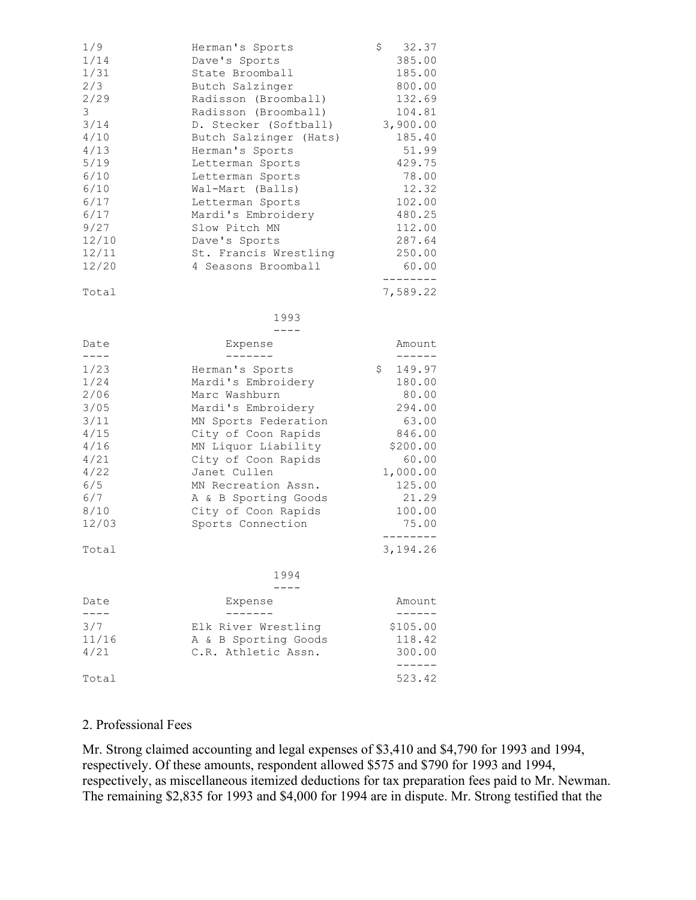| | | |
|---|---|---|
| 1/9 | Herman's Sports | $ 32.37 |
| 1/14 | Dave's Sports | 385.00 |
| 1/31 | State Broomball | 185.00 |
| 2/3 | Butch Salzinger | 800.00 |
| 2/29 | Radisson (Broomball) | 132.69 |
| 3 | Radisson (Broomball) | 104.81 |
| 3/14 | D. Stecker (Softball) | 3,900.00 |
| 4/10 | Butch Salzinger (Hats) | 185.40 |
| 4/13 | Herman's Sports | 51.99 |
| 5/19 | Letterman Sports | 429.75 |
| 6/10 | Letterman Sports | 78.00 |
| 6/10 | Wal-Mart (Balls) | 12.32 |
| 6/17 | Letterman Sports | 102.00 |
| 6/17 | Mardi's Embroidery | 480.25 |
| 9/27 | Slow Pitch MN | 112.00 |
| 12/10 | Dave's Sports | 287.64 |
| 12/11 | St. Francis Wrestling | 250.00 |
| 12/20 | 4 Seasons Broomball | 60.00 |
| Total | | 7,589.22 |

1993

| Date | Expense | Amount |
|---|---|---|
| 1/23 | Herman's Sports | $ 149.97 |
| 1/24 | Mardi's Embroidery | 180.00 |
| 2/06 | Marc Washburn | 80.00 |
| 3/05 | Mardi's Embroidery | 294.00 |
| 3/11 | MN Sports Federation | 63.00 |
| 4/15 | City of Coon Rapids | 846.00 |
| 4/16 | MN Liquor Liability | $200.00 |
| 4/21 | City of Coon Rapids | 60.00 |
| 4/22 | Janet Cullen | 1,000.00 |
| 6/5 | MN Recreation Assn. | 125.00 |
| 6/7 | A & B Sporting Goods | 21.29 |
| 8/10 | City of Coon Rapids | 100.00 |
| 12/03 | Sports Connection | 75.00 |
| Total | | 3,194.26 |

1994

| Date | Expense | Amount |
|---|---|---|
| 3/7 | Elk River Wrestling | $105.00 |
| 11/16 | A & B Sporting Goods | 118.42 |
| 4/21 | C.R. Athletic Assn. | 300.00 |
| Total | | 523.42 |

## 2. Professional Fees

Mr. Strong claimed accounting and legal expenses of $3,410 and $4,790 for 1993 and 1994, respectively. Of these amounts, respondent allowed $575 and $790 for 1993 and 1994, respectively, as miscellaneous itemized deductions for tax preparation fees paid to Mr. Newman. The remaining $2,835 for 1993 and $4,000 for 1994 are in dispute. Mr. Strong testified that the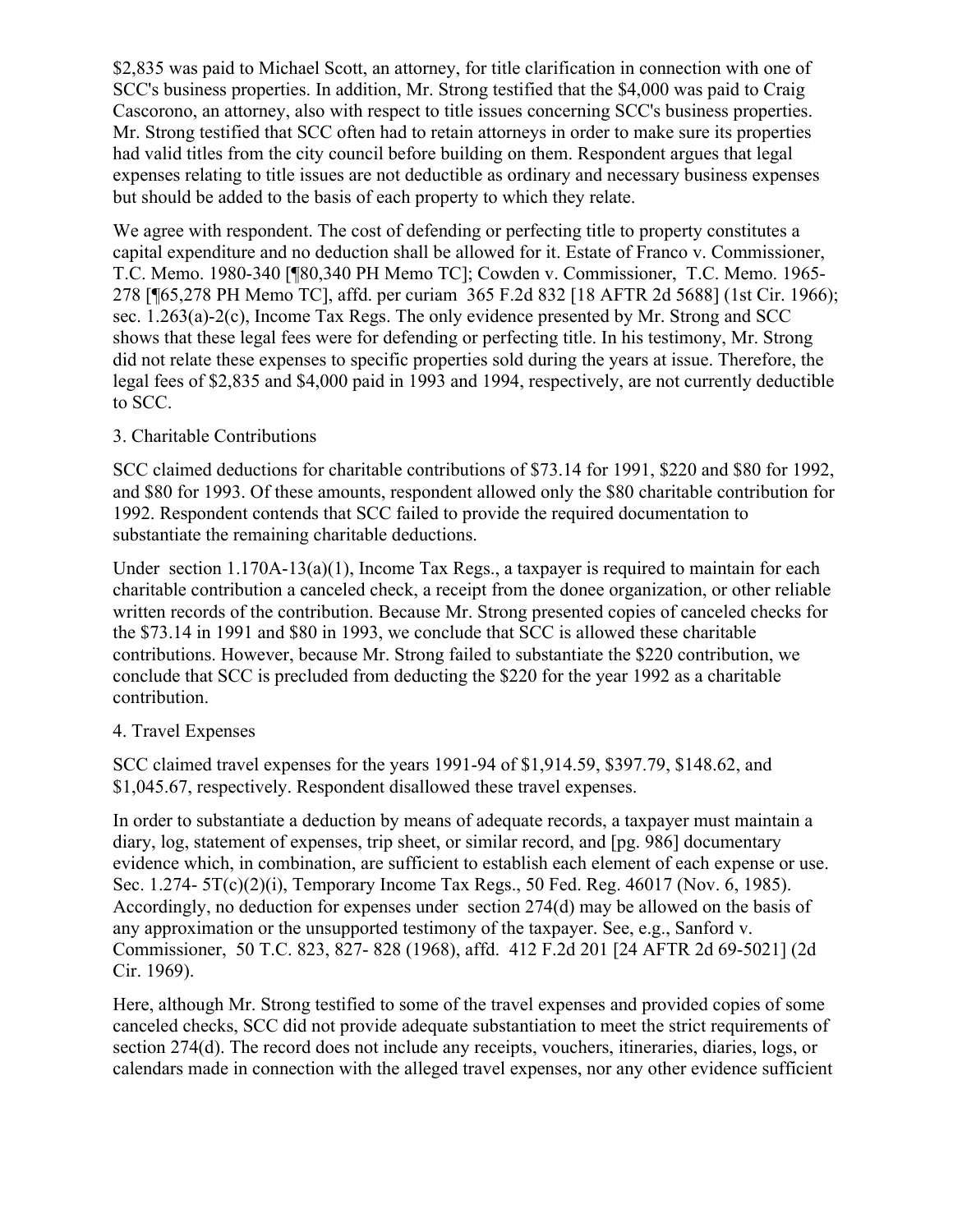$2,835 was paid to Michael Scott, an attorney, for title clarification in connection with one of SCC's business properties. In addition, Mr. Strong testified that the $4,000 was paid to Craig Cascorono, an attorney, also with respect to title issues concerning SCC's business properties. Mr. Strong testified that SCC often had to retain attorneys in order to make sure its properties had valid titles from the city council before building on them. Respondent argues that legal expenses relating to title issues are not deductible as ordinary and necessary business expenses but should be added to the basis of each property to which they relate.

We agree with respondent. The cost of defending or perfecting title to property constitutes a capital expenditure and no deduction shall be allowed for it. Estate of Franco v. Commissioner, T.C. Memo. 1980-340 [¶80,340 PH Memo TC]; Cowden v. Commissioner, T.C. Memo. 1965-278 [¶65,278 PH Memo TC], affd. per curiam 365 F.2d 832 [18 AFTR 2d 5688] (1st Cir. 1966); sec. 1.263(a)-2(c), Income Tax Regs. The only evidence presented by Mr. Strong and SCC shows that these legal fees were for defending or perfecting title. In his testimony, Mr. Strong did not relate these expenses to specific properties sold during the years at issue. Therefore, the legal fees of $2,835 and $4,000 paid in 1993 and 1994, respectively, are not currently deductible to SCC.

3. Charitable Contributions

SCC claimed deductions for charitable contributions of $73.14 for 1991, $220 and $80 for 1992, and $80 for 1993. Of these amounts, respondent allowed only the $80 charitable contribution for 1992. Respondent contends that SCC failed to provide the required documentation to substantiate the remaining charitable deductions.

Under section 1.170A-13(a)(1), Income Tax Regs., a taxpayer is required to maintain for each charitable contribution a canceled check, a receipt from the donee organization, or other reliable written records of the contribution. Because Mr. Strong presented copies of canceled checks for the $73.14 in 1991 and $80 in 1993, we conclude that SCC is allowed these charitable contributions. However, because Mr. Strong failed to substantiate the $220 contribution, we conclude that SCC is precluded from deducting the $220 for the year 1992 as a charitable contribution.

4. Travel Expenses

SCC claimed travel expenses for the years 1991-94 of $1,914.59, $397.79, $148.62, and $1,045.67, respectively. Respondent disallowed these travel expenses.

In order to substantiate a deduction by means of adequate records, a taxpayer must maintain a diary, log, statement of expenses, trip sheet, or similar record, and [pg. 986] documentary evidence which, in combination, are sufficient to establish each element of each expense or use. Sec. 1.274- 5T(c)(2)(i), Temporary Income Tax Regs., 50 Fed. Reg. 46017 (Nov. 6, 1985). Accordingly, no deduction for expenses under section 274(d) may be allowed on the basis of any approximation or the unsupported testimony of the taxpayer. See, e.g., Sanford v. Commissioner, 50 T.C. 823, 827- 828 (1968), affd. 412 F.2d 201 [24 AFTR 2d 69-5021] (2d Cir. 1969).

Here, although Mr. Strong testified to some of the travel expenses and provided copies of some canceled checks, SCC did not provide adequate substantiation to meet the strict requirements of section 274(d). The record does not include any receipts, vouchers, itineraries, diaries, logs, or calendars made in connection with the alleged travel expenses, nor any other evidence sufficient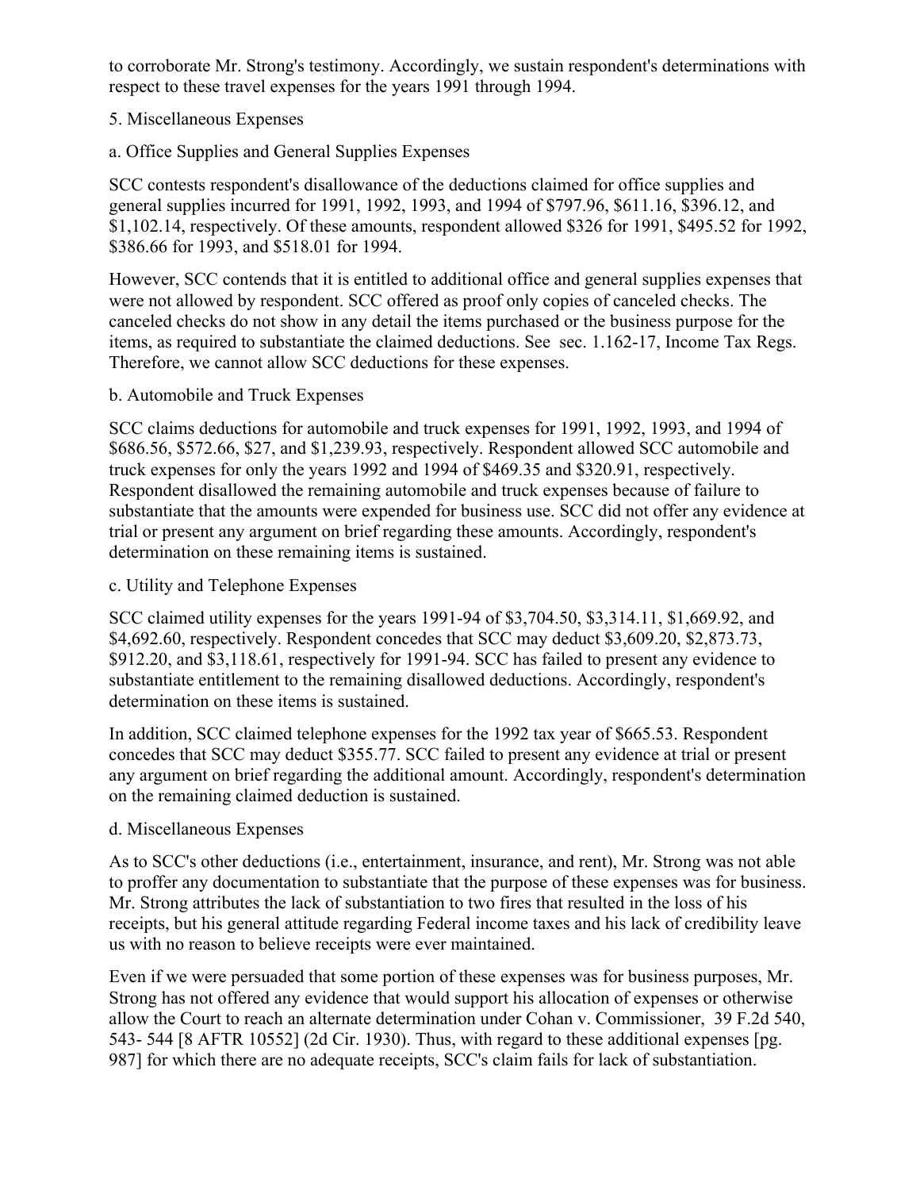to corroborate Mr. Strong's testimony. Accordingly, we sustain respondent's determinations with respect to these travel expenses for the years 1991 through 1994.

### 5. Miscellaneous Expenses

#### a. Office Supplies and General Supplies Expenses

SCC contests respondent's disallowance of the deductions claimed for office supplies and general supplies incurred for 1991, 1992, 1993, and 1994 of $797.96, $611.16, $396.12, and $1,102.14, respectively. Of these amounts, respondent allowed $326 for 1991, $495.52 for 1992, $386.66 for 1993, and $518.01 for 1994.

However, SCC contends that it is entitled to additional office and general supplies expenses that were not allowed by respondent. SCC offered as proof only copies of canceled checks. The canceled checks do not show in any detail the items purchased or the business purpose for the items, as required to substantiate the claimed deductions. See sec. 1.162-17, Income Tax Regs. Therefore, we cannot allow SCC deductions for these expenses.

#### b. Automobile and Truck Expenses

SCC claims deductions for automobile and truck expenses for 1991, 1992, 1993, and 1994 of $686.56, $572.66, $27, and $1,239.93, respectively. Respondent allowed SCC automobile and truck expenses for only the years 1992 and 1994 of $469.35 and $320.91, respectively. Respondent disallowed the remaining automobile and truck expenses because of failure to substantiate that the amounts were expended for business use. SCC did not offer any evidence at trial or present any argument on brief regarding these amounts. Accordingly, respondent's determination on these remaining items is sustained.

#### c. Utility and Telephone Expenses

SCC claimed utility expenses for the years 1991-94 of $3,704.50, $3,314.11, $1,669.92, and $4,692.60, respectively. Respondent concedes that SCC may deduct $3,609.20, $2,873.73, $912.20, and $3,118.61, respectively for 1991-94. SCC has failed to present any evidence to substantiate entitlement to the remaining disallowed deductions. Accordingly, respondent's determination on these items is sustained.

In addition, SCC claimed telephone expenses for the 1992 tax year of $665.53. Respondent concedes that SCC may deduct $355.77. SCC failed to present any evidence at trial or present any argument on brief regarding the additional amount. Accordingly, respondent's determination on the remaining claimed deduction is sustained.

#### d. Miscellaneous Expenses

As to SCC's other deductions (i.e., entertainment, insurance, and rent), Mr. Strong was not able to proffer any documentation to substantiate that the purpose of these expenses was for business. Mr. Strong attributes the lack of substantiation to two fires that resulted in the loss of his receipts, but his general attitude regarding Federal income taxes and his lack of credibility leave us with no reason to believe receipts were ever maintained.

Even if we were persuaded that some portion of these expenses was for business purposes, Mr. Strong has not offered any evidence that would support his allocation of expenses or otherwise allow the Court to reach an alternate determination under Cohan v. Commissioner, 39 F.2d 540, 543- 544 [8 AFTR 10552] (2d Cir. 1930). Thus, with regard to these additional expenses [pg. 987] for which there are no adequate receipts, SCC's claim fails for lack of substantiation.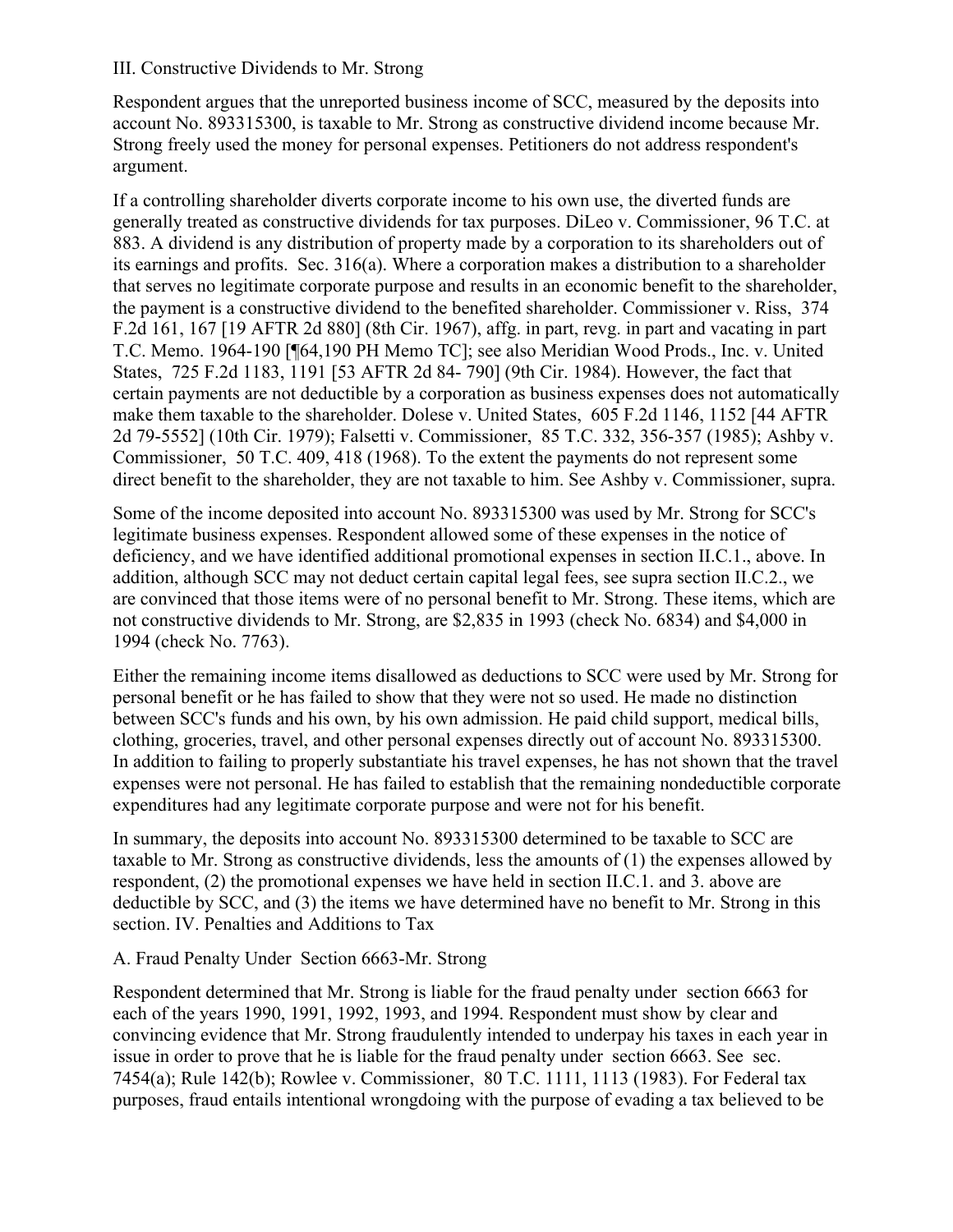## III. Constructive Dividends to Mr. Strong

Respondent argues that the unreported business income of SCC, measured by the deposits into account No. 893315300, is taxable to Mr. Strong as constructive dividend income because Mr. Strong freely used the money for personal expenses. Petitioners do not address respondent's argument.

If a controlling shareholder diverts corporate income to his own use, the diverted funds are generally treated as constructive dividends for tax purposes. DiLeo v. Commissioner, 96 T.C. at 883. A dividend is any distribution of property made by a corporation to its shareholders out of its earnings and profits. Sec. 316(a). Where a corporation makes a distribution to a shareholder that serves no legitimate corporate purpose and results in an economic benefit to the shareholder, the payment is a constructive dividend to the benefited shareholder. Commissioner v. Riss, 374 F.2d 161, 167 [19 AFTR 2d 880] (8th Cir. 1967), affg. in part, revg. in part and vacating in part T.C. Memo. 1964-190 [¶64,190 PH Memo TC]; see also Meridian Wood Prods., Inc. v. United States, 725 F.2d 1183, 1191 [53 AFTR 2d 84- 790] (9th Cir. 1984). However, the fact that certain payments are not deductible by a corporation as business expenses does not automatically make them taxable to the shareholder. Dolese v. United States, 605 F.2d 1146, 1152 [44 AFTR 2d 79-5552] (10th Cir. 1979); Falsetti v. Commissioner, 85 T.C. 332, 356-357 (1985); Ashby v. Commissioner, 50 T.C. 409, 418 (1968). To the extent the payments do not represent some direct benefit to the shareholder, they are not taxable to him. See Ashby v. Commissioner, supra.

Some of the income deposited into account No. 893315300 was used by Mr. Strong for SCC's legitimate business expenses. Respondent allowed some of these expenses in the notice of deficiency, and we have identified additional promotional expenses in section II.C.1., above. In addition, although SCC may not deduct certain capital legal fees, see supra section II.C.2., we are convinced that those items were of no personal benefit to Mr. Strong. These items, which are not constructive dividends to Mr. Strong, are $2,835 in 1993 (check No. 6834) and $4,000 in 1994 (check No. 7763).

Either the remaining income items disallowed as deductions to SCC were used by Mr. Strong for personal benefit or he has failed to show that they were not so used. He made no distinction between SCC's funds and his own, by his own admission. He paid child support, medical bills, clothing, groceries, travel, and other personal expenses directly out of account No. 893315300. In addition to failing to properly substantiate his travel expenses, he has not shown that the travel expenses were not personal. He has failed to establish that the remaining nondeductible corporate expenditures had any legitimate corporate purpose and were not for his benefit.

In summary, the deposits into account No. 893315300 determined to be taxable to SCC are taxable to Mr. Strong as constructive dividends, less the amounts of (1) the expenses allowed by respondent, (2) the promotional expenses we have held in section II.C.1. and 3. above are deductible by SCC, and (3) the items we have determined have no benefit to Mr. Strong in this section.

## IV. Penalties and Additions to Tax

### A. Fraud Penalty Under Section 6663-Mr. Strong

Respondent determined that Mr. Strong is liable for the fraud penalty under section 6663 for each of the years 1990, 1991, 1992, 1993, and 1994. Respondent must show by clear and convincing evidence that Mr. Strong fraudulently intended to underpay his taxes in each year in issue in order to prove that he is liable for the fraud penalty under section 6663. See sec. 7454(a); Rule 142(b); Rowlee v. Commissioner, 80 T.C. 1111, 1113 (1983). For Federal tax purposes, fraud entails intentional wrongdoing with the purpose of evading a tax believed to be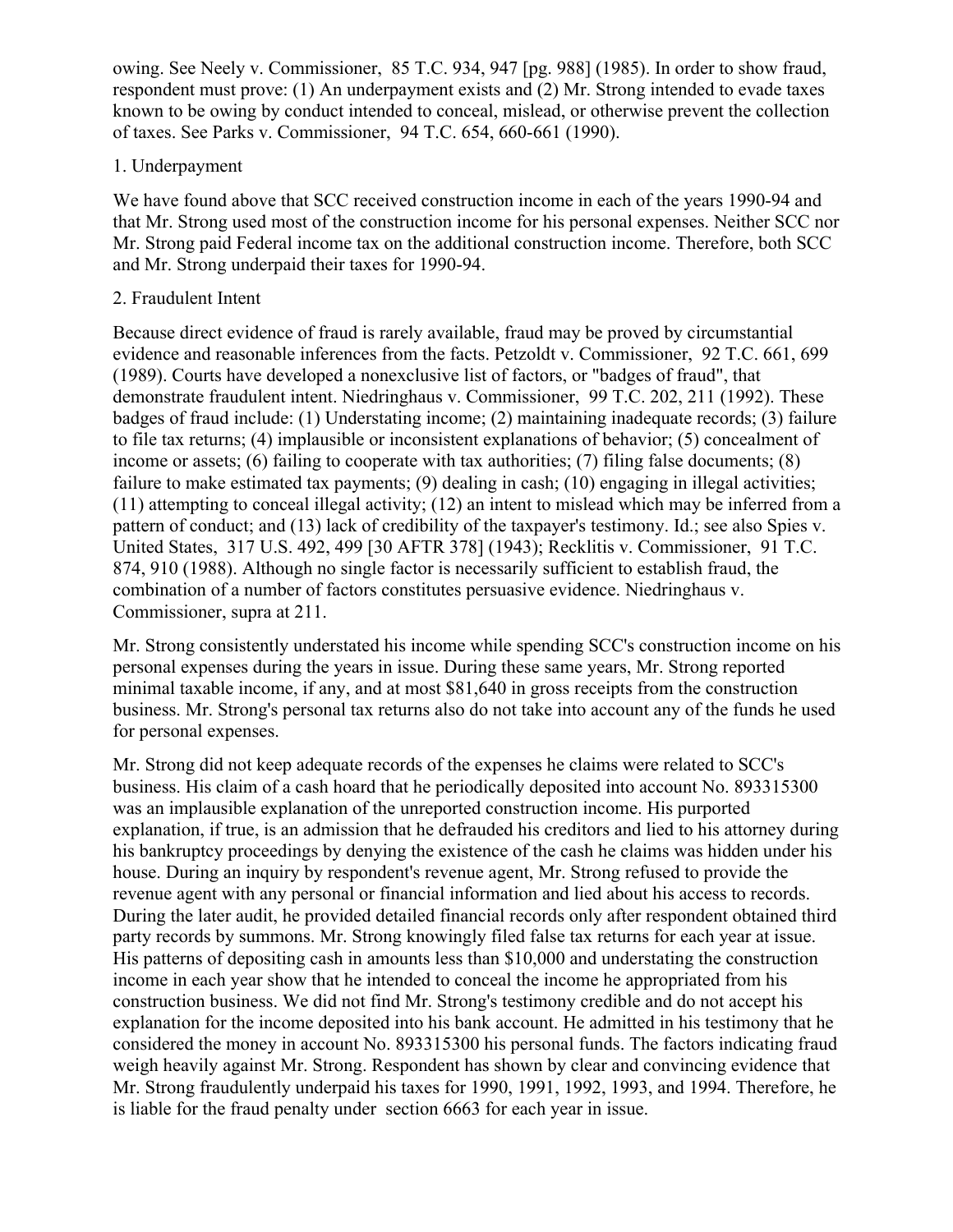owing. See Neely v. Commissioner, 85 T.C. 934, 947 [pg. 988] (1985). In order to show fraud, respondent must prove: (1) An underpayment exists and (2) Mr. Strong intended to evade taxes known to be owing by conduct intended to conceal, mislead, or otherwise prevent the collection of taxes. See Parks v. Commissioner, 94 T.C. 654, 660-661 (1990).

1. Underpayment

We have found above that SCC received construction income in each of the years 1990-94 and that Mr. Strong used most of the construction income for his personal expenses. Neither SCC nor Mr. Strong paid Federal income tax on the additional construction income. Therefore, both SCC and Mr. Strong underpaid their taxes for 1990-94.

2. Fraudulent Intent

Because direct evidence of fraud is rarely available, fraud may be proved by circumstantial evidence and reasonable inferences from the facts. Petzoldt v. Commissioner, 92 T.C. 661, 699 (1989). Courts have developed a nonexclusive list of factors, or "badges of fraud", that demonstrate fraudulent intent. Niedringhaus v. Commissioner, 99 T.C. 202, 211 (1992). These badges of fraud include: (1) Understating income; (2) maintaining inadequate records; (3) failure to file tax returns; (4) implausible or inconsistent explanations of behavior; (5) concealment of income or assets; (6) failing to cooperate with tax authorities; (7) filing false documents; (8) failure to make estimated tax payments; (9) dealing in cash; (10) engaging in illegal activities; (11) attempting to conceal illegal activity; (12) an intent to mislead which may be inferred from a pattern of conduct; and (13) lack of credibility of the taxpayer's testimony. Id.; see also Spies v. United States, 317 U.S. 492, 499 [30 AFTR 378] (1943); Recklitis v. Commissioner, 91 T.C. 874, 910 (1988). Although no single factor is necessarily sufficient to establish fraud, the combination of a number of factors constitutes persuasive evidence. Niedringhaus v. Commissioner, supra at 211.

Mr. Strong consistently understated his income while spending SCC's construction income on his personal expenses during the years in issue. During these same years, Mr. Strong reported minimal taxable income, if any, and at most $81,640 in gross receipts from the construction business. Mr. Strong's personal tax returns also do not take into account any of the funds he used for personal expenses.

Mr. Strong did not keep adequate records of the expenses he claims were related to SCC's business. His claim of a cash hoard that he periodically deposited into account No. 893315300 was an implausible explanation of the unreported construction income. His purported explanation, if true, is an admission that he defrauded his creditors and lied to his attorney during his bankruptcy proceedings by denying the existence of the cash he claims was hidden under his house. During an inquiry by respondent's revenue agent, Mr. Strong refused to provide the revenue agent with any personal or financial information and lied about his access to records. During the later audit, he provided detailed financial records only after respondent obtained third party records by summons. Mr. Strong knowingly filed false tax returns for each year at issue. His patterns of depositing cash in amounts less than $10,000 and understating the construction income in each year show that he intended to conceal the income he appropriated from his construction business. We did not find Mr. Strong's testimony credible and do not accept his explanation for the income deposited into his bank account. He admitted in his testimony that he considered the money in account No. 893315300 his personal funds. The factors indicating fraud weigh heavily against Mr. Strong. Respondent has shown by clear and convincing evidence that Mr. Strong fraudulently underpaid his taxes for 1990, 1991, 1992, 1993, and 1994. Therefore, he is liable for the fraud penalty under section 6663 for each year in issue.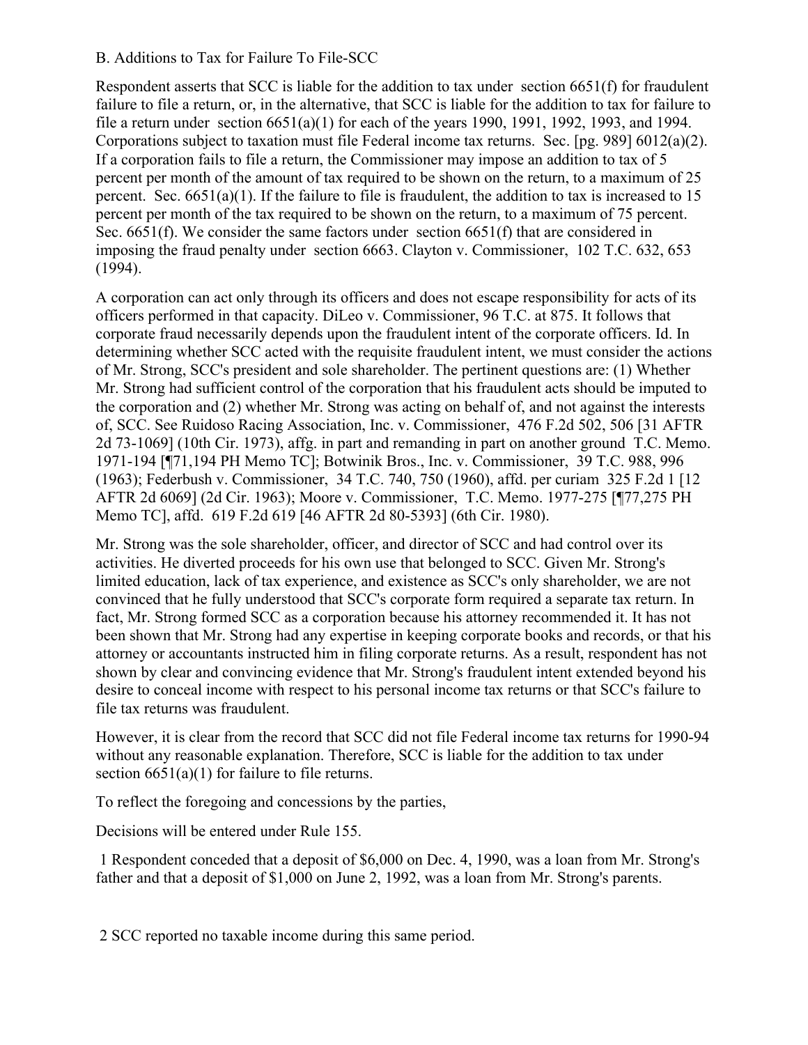B. Additions to Tax for Failure To File-SCC

Respondent asserts that SCC is liable for the addition to tax under section 6651(f) for fraudulent failure to file a return, or, in the alternative, that SCC is liable for the addition to tax for failure to file a return under section 6651(a)(1) for each of the years 1990, 1991, 1992, 1993, and 1994. Corporations subject to taxation must file Federal income tax returns. Sec. [pg. 989] 6012(a)(2). If a corporation fails to file a return, the Commissioner may impose an addition to tax of 5 percent per month of the amount of tax required to be shown on the return, to a maximum of 25 percent. Sec. 6651(a)(1). If the failure to file is fraudulent, the addition to tax is increased to 15 percent per month of the tax required to be shown on the return, to a maximum of 75 percent. Sec. 6651(f). We consider the same factors under section 6651(f) that are considered in imposing the fraud penalty under section 6663. Clayton v. Commissioner, 102 T.C. 632, 653 (1994).

A corporation can act only through its officers and does not escape responsibility for acts of its officers performed in that capacity. DiLeo v. Commissioner, 96 T.C. at 875. It follows that corporate fraud necessarily depends upon the fraudulent intent of the corporate officers. Id. In determining whether SCC acted with the requisite fraudulent intent, we must consider the actions of Mr. Strong, SCC's president and sole shareholder. The pertinent questions are: (1) Whether Mr. Strong had sufficient control of the corporation that his fraudulent acts should be imputed to the corporation and (2) whether Mr. Strong was acting on behalf of, and not against the interests of, SCC. See Ruidoso Racing Association, Inc. v. Commissioner, 476 F.2d 502, 506 [31 AFTR 2d 73-1069] (10th Cir. 1973), affg. in part and remanding in part on another ground T.C. Memo. 1971-194 [¶71,194 PH Memo TC]; Botwinik Bros., Inc. v. Commissioner, 39 T.C. 988, 996 (1963); Federbush v. Commissioner, 34 T.C. 740, 750 (1960), affd. per curiam 325 F.2d 1 [12 AFTR 2d 6069] (2d Cir. 1963); Moore v. Commissioner, T.C. Memo. 1977-275 [¶77,275 PH Memo TC], affd. 619 F.2d 619 [46 AFTR 2d 80-5393] (6th Cir. 1980).

Mr. Strong was the sole shareholder, officer, and director of SCC and had control over its activities. He diverted proceeds for his own use that belonged to SCC. Given Mr. Strong's limited education, lack of tax experience, and existence as SCC's only shareholder, we are not convinced that he fully understood that SCC's corporate form required a separate tax return. In fact, Mr. Strong formed SCC as a corporation because his attorney recommended it. It has not been shown that Mr. Strong had any expertise in keeping corporate books and records, or that his attorney or accountants instructed him in filing corporate returns. As a result, respondent has not shown by clear and convincing evidence that Mr. Strong's fraudulent intent extended beyond his desire to conceal income with respect to his personal income tax returns or that SCC's failure to file tax returns was fraudulent.

However, it is clear from the record that SCC did not file Federal income tax returns for 1990-94 without any reasonable explanation. Therefore, SCC is liable for the addition to tax under section 6651(a)(1) for failure to file returns.

To reflect the foregoing and concessions by the parties,

Decisions will be entered under Rule 155.

1 Respondent conceded that a deposit of $6,000 on Dec. 4, 1990, was a loan from Mr. Strong's father and that a deposit of $1,000 on June 2, 1992, was a loan from Mr. Strong's parents.

2 SCC reported no taxable income during this same period.